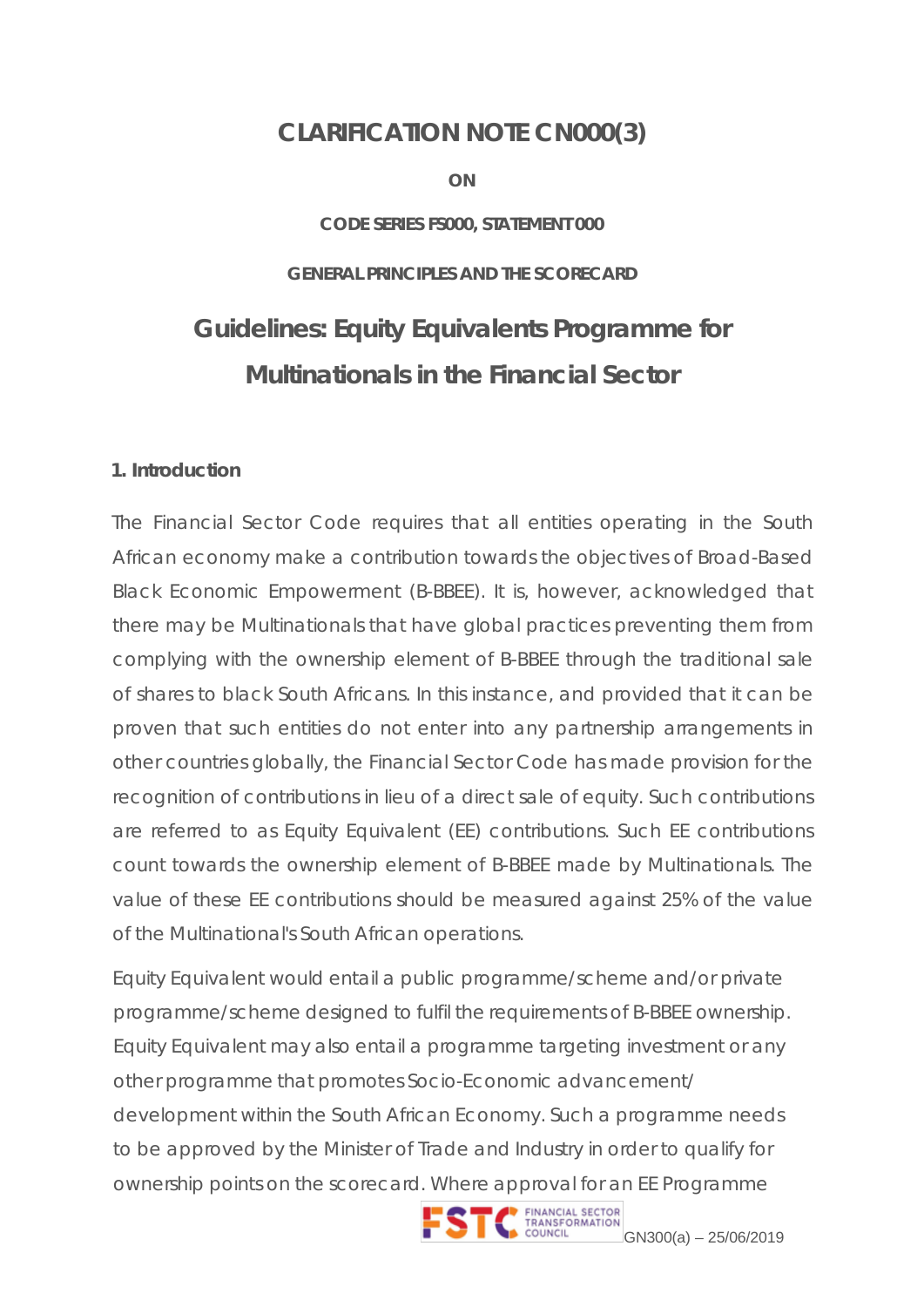# CLARIFICATION NOTE CN000(3)

**ON**

**CODE SERIES FS000, STATEMENT 000**

**GENERAL PRINCIPLES AND THE SCORECARD**

## Guidelines: Equity Equivalents Programme for Multinationals in the Financial Sector

### 1. Introduction

The Financial Sector Code requires that all entities operating in the South African economy make a contribution towards the objectives of Broad-Based Black Economic Empowerment (B-BBEE). It is, however, acknowledged that there may be Multinationals that have global practices preventing them from complying with the ownership element of B-BBEE through the traditional sale of shares to black South Africans. In this instance, and provided that it can be proven that such entities do not enter into any partnership arrangements in other countries globally, the Financial Sector Code has made provision for the recognition of contributions in lieu of a direct sale of equity. Such contributions are referred to as Equity Equivalent (EE) contributions. Such EE contributions count towards the ownership element of B-BBEE made by Multinationals. The value of these EE contributions should be measured against 25% of the value of the Multinational's South African operations.

Equity Equivalent would entail a public programme/scheme and/or private programme/scheme designed to fulfil the requirements of B-BBEE ownership. Equity Equivalent may also entail a programme targeting investment or any other programme that promotes Socio-Economic advancement/ development within the South African Economy. Such a programme needs to be approved by the Minister of Trade and Industry in order to qualify for ownership points on the scorecard. Where approval for an EE Programme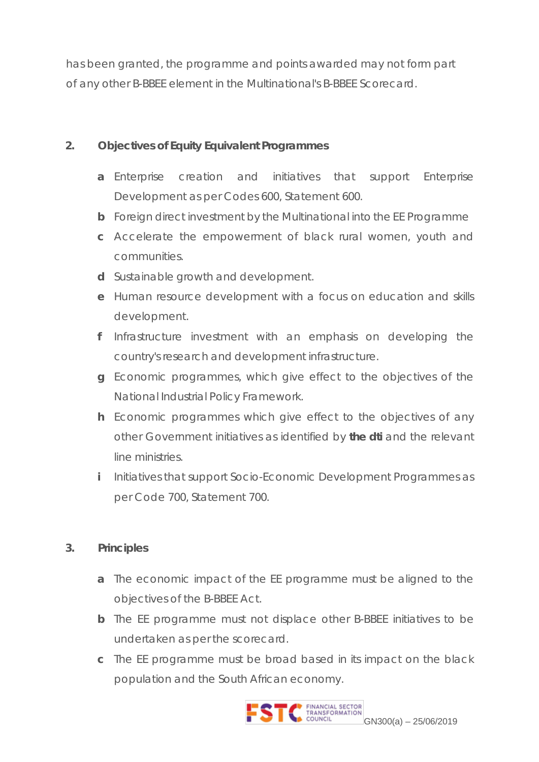has been granted, the programme and points awarded may not form part of any other B-BBEE element in the Multinational's B-BBEE Scorecard.

## 2. Objectives of Equity Equivalent Programmes

- **a** Enterprise creation and initiatives that support Enterprise Development as per Codes 600, Statement 600.
- **b** Foreign direct investment by the Multinational into the EE Programme
- **c** Accelerate the empowerment of black rural women, youth and communities.
- **d** Sustainable growth and development.
- **e** Human resource development with a focus on education and skills development.
- **f** Infrastructure investment with an emphasis on developing the country's research and development infrastructure.
- **g** Economic programmes, which give effect to the objectives of the National Industrial Policy Framework.
- **h** Economic programmes which give effect to the objectives of any other Government initiatives as identified by **the dti** and the relevant line ministries.
- **i** Initiatives that support Socio-Economic Development Programmes as per Code 700, Statement 700.

## 3. Principles

- **a** The economic impact of the EE programme must be aligned to the objectives of the B-BBEE Act.
- **b** The EE programme must not displace other B-BBEE initiatives to be undertaken as per the scorecard.
- **c** The EE programme must be broad based in its impact on the black population and the South African economy.

GN300(a) – 25/06/2019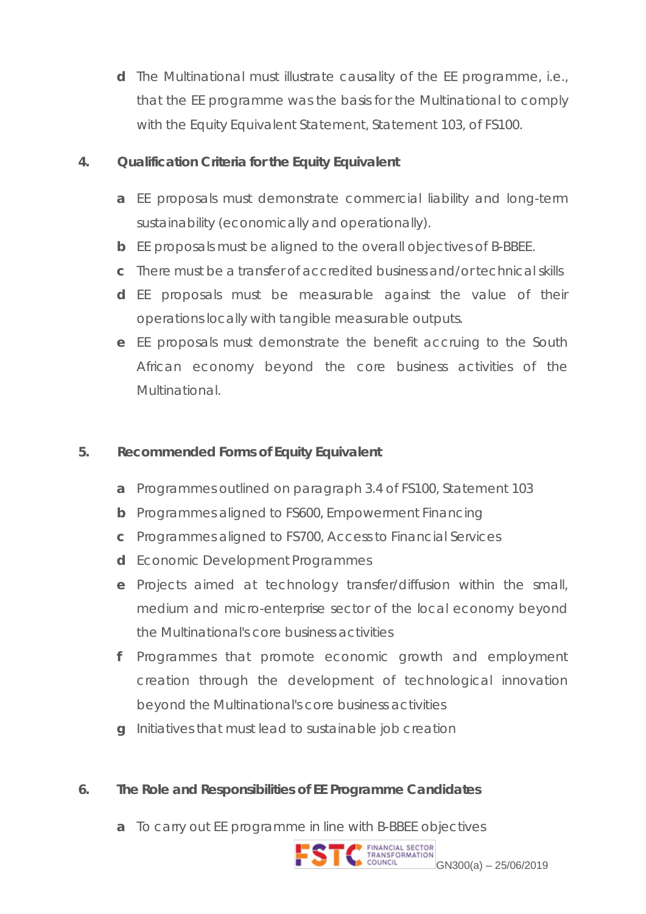d The Multinational must illustrate causality of the EE programme, i.e., that the EE programme was the basis for the Multinational to comply with the Equity Equivalent Statement, Statement 103, of FS100.

## 4. Qualification Criteria for the Equity Equivalent

a EE proposals must demonstrate commercial liability and long-term sustainability (economically and operationally).

b EE proposals must be aligned to the overall objectives of B-BBEE.

c There must be a transfer of accredited business and/or technical skills

d EE proposals must be measurable against the value of their operations locally with tangible measurable outputs.

e EE proposals must demonstrate the benefit accruing to the South African economy beyond the core business activities of the Multinational.

## 5. Recommended Forms of Equity Equivalent

a Programmes outlined on paragraph 3.4 of FS100, Statement 103

b Programmes aligned to FS600, Empowerment Financing

c Programmes aligned to FS700, Access to Financial Services

d Economic Development Programmes

e Projects aimed at technology transfer/diffusion within the small, medium and micro-enterprise sector of the local economy beyond the Multinational's core business activities

f Programmes that promote economic growth and employment creation through the development of technological innovation beyond the Multinational's core business activities

g Initiatives that must lead to sustainable job creation

## 6. The Role and Responsibilities of EE Programme Candidates

a To carry out EE programme in line with B-BBEE objectives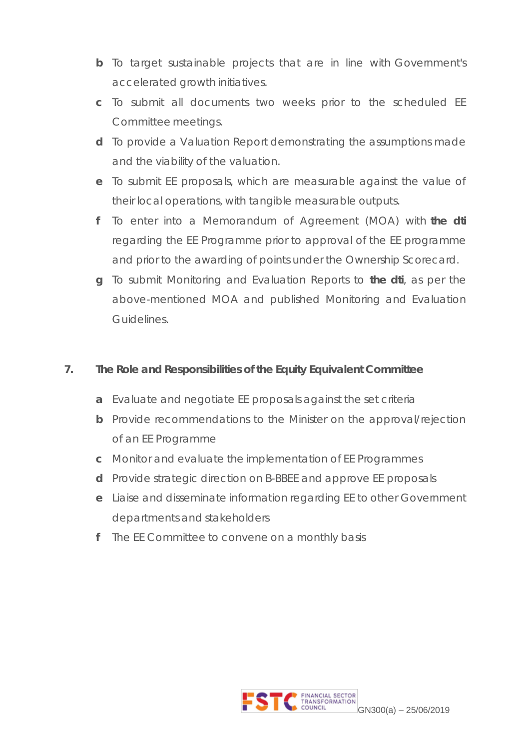b. To target sustainable projects that are in line with Government's accelerated growth initiatives.

c. To submit all documents two weeks prior to the scheduled EE Committee meetings.

d. To provide a Valuation Report demonstrating the assumptions made and the viability of the valuation.

e. To submit EE proposals, which are measurable against the value of their local operations, with tangible measurable outputs.

f. To enter into a Memorandum of Agreement (MOA) with **the dti** regarding the EE Programme prior to approval of the EE programme and prior to the awarding of points under the Ownership Scorecard.

g. To submit Monitoring and Evaluation Reports to **the dti**, as per the above-mentioned MOA and published Monitoring and Evaluation Guidelines.

## 7. The Role and Responsibilities of the Equity Equivalent Committee

a. Evaluate and negotiate EE proposals against the set criteria

b. Provide recommendations to the Minister on the approval/rejection of an EE Programme

c. Monitor and evaluate the implementation of EE Programmes

d. Provide strategic direction on B-BBEE and approve EE proposals

e. Liaise and disseminate information regarding EE to other Government departments and stakeholders

f. The EE Committee to convene on a monthly basis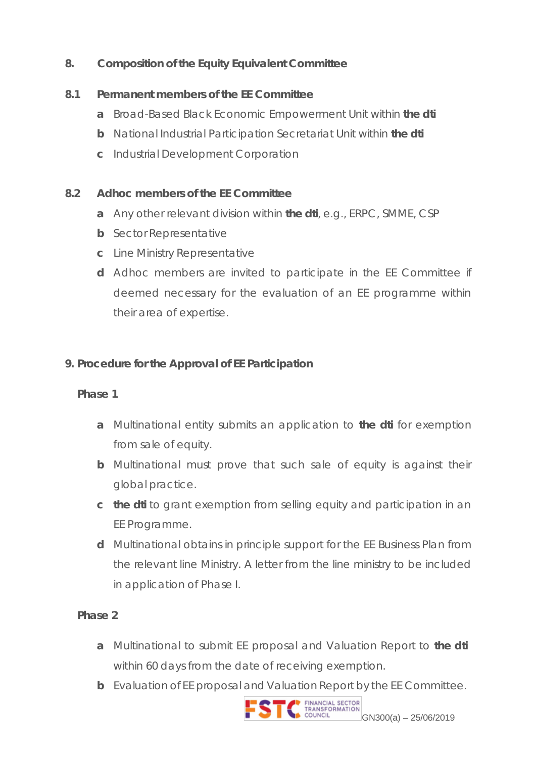## 8. Composition of the Equity Equivalent Committee

### 8.1 Permanent members of the EE Committee

- **a** Broad-Based Black Economic Empowerment Unit within **the dti**
- **b** National Industrial Participation Secretariat Unit within **the dti**
- **c** Industrial Development Corporation

### 8.2 Adhoc members of the EE Committee

- **a** Any other relevant division within **the dti**, e.g., ERPC, SMME, CSP
- **b** Sector Representative
- **c** Line Ministry Representative
- **d** Adhoc members are invited to participate in the EE Committee if deemed necessary for the evaluation of an EE programme within their area of expertise.

## 9. Procedure for the Approval of EE Participation

**Phase 1**

- **a** Multinational entity submits an application to **the dti** for exemption from sale of equity.
- **b** Multinational must prove that such sale of equity is against their global practice.
- **c** **the dti** to grant exemption from selling equity and participation in an EE Programme.
- **d** Multinational obtains in principle support for the EE Business Plan from the relevant line Ministry. A letter from the line ministry to be included in application of Phase I.

**Phase 2**

- **a** Multinational to submit EE proposal and Valuation Report to **the dti** within 60 days from the date of receiving exemption.
- **b** Evaluation of EE proposal and Valuation Report by the EE Committee.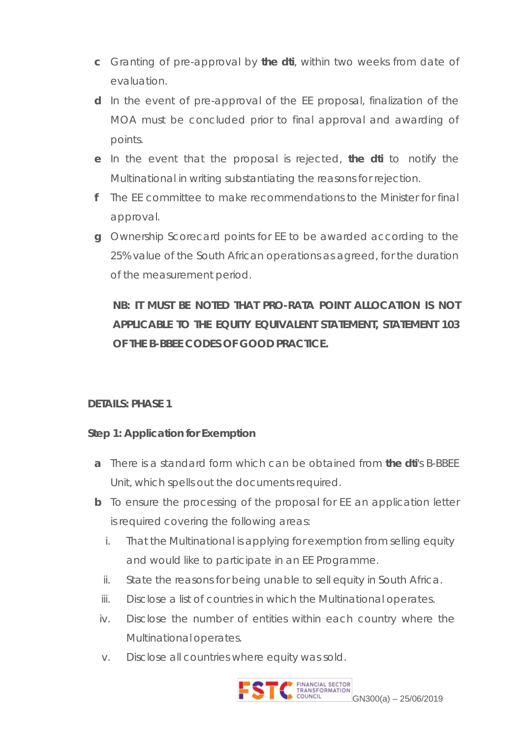- **c** Granting of pre-approval by **the dti**, within two weeks from date of evaluation.
- **d** In the event of pre-approval of the EE proposal, finalization of the MOA must be concluded prior to final approval and awarding of points.
- **e** In the event that the proposal is rejected, **the dti** to notify the Multinational in writing substantiating the reasons for rejection.
- **f** The EE committee to make recommendations to the Minister for final approval.
- **g** Ownership Scorecard points for EE to be awarded according to the 25% value of the South African operations as agreed, for the duration of the measurement period.

**NB: IT MUST BE NOTED THAT PRO-RATA POINT ALLOCATION IS NOT APPLICABLE TO THE EQUITY EQUIVALENT STATEMENT, STATEMENT 103 OF THE B-BBEE CODES OF GOOD PRACTICE.**

**DETAILS: PHASE 1**

**Step 1: Application for Exemption**

- **a** There is a standard form which can be obtained from **the dti**'s B-BBEE Unit, which spells out the documents required.
- **b** To ensure the processing of the proposal for EE an application letter is required covering the following areas:
  - i. That the Multinational is applying for exemption from selling equity and would like to participate in an EE Programme.
  - ii. State the reasons for being unable to sell equity in South Africa.
  - iii. Disclose a list of countries in which the Multinational operates.
  - iv. Disclose the number of entities within each country where the Multinational operates.
  - v. Disclose all countries where equity was sold.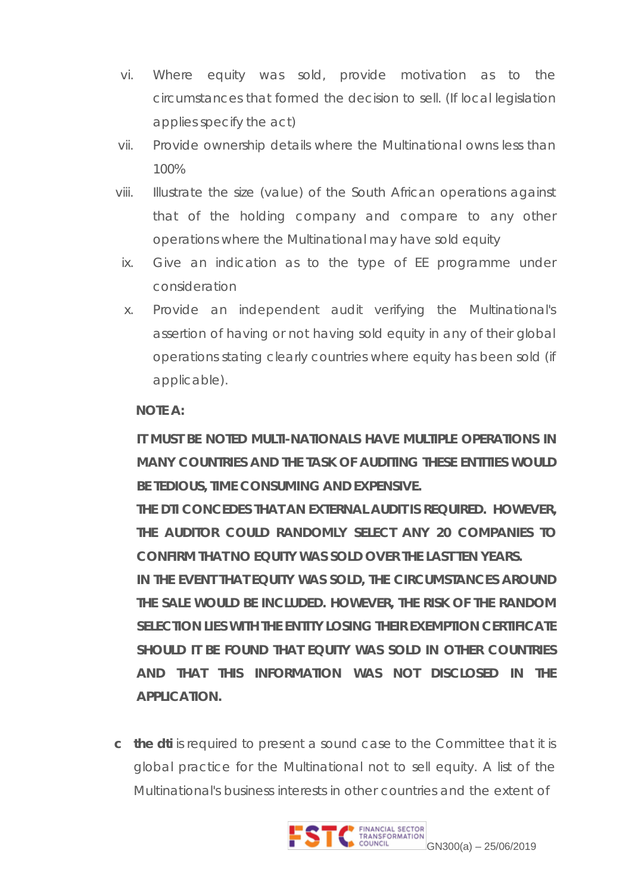vi. Where equity was sold, provide motivation as to the circumstances that formed the decision to sell. (If local legislation applies specify the act)

vii. Provide ownership details where the Multinational owns less than 100%

viii. Illustrate the size (value) of the South African operations against that of the holding company and compare to any other operations where the Multinational may have sold equity

ix. Give an indication as to the type of EE programme under consideration

x. Provide an independent audit verifying the Multinational's assertion of having or not having sold equity in any of their global operations stating clearly countries where equity has been sold (if applicable).

**NOTE A:**

**IT MUST BE NOTED MULTI-NATIONALS HAVE MULTIPLE OPERATIONS IN MANY COUNTRIES AND THE TASK OF AUDITING THESE ENTITIES WOULD BE TEDIOUS, TIME CONSUMING AND EXPENSIVE.**

**THE DTI CONCEDES THAT AN EXTERNAL AUDIT IS REQUIRED. HOWEVER, THE AUDITOR COULD RANDOMLY SELECT ANY 20 COMPANIES TO CONFIRM THAT NO EQUITY WAS SOLD OVER THE LAST TEN YEARS.**

**IN THE EVENT THAT EQUITY WAS SOLD, THE CIRCUMSTANCES AROUND THE SALE WOULD BE INCLUDED. HOWEVER, THE RISK OF THE RANDOM SELECTION LIES WITH THE ENTITY LOSING THEIR EXEMPTION CERTIFICATE SHOULD IT BE FOUND THAT EQUITY WAS SOLD IN OTHER COUNTRIES AND THAT THIS INFORMATION WAS NOT DISCLOSED IN THE APPLICATION.**

c **the dti** is required to present a sound case to the Committee that it is global practice for the Multinational not to sell equity. A list of the Multinational's business interests in other countries and the extent of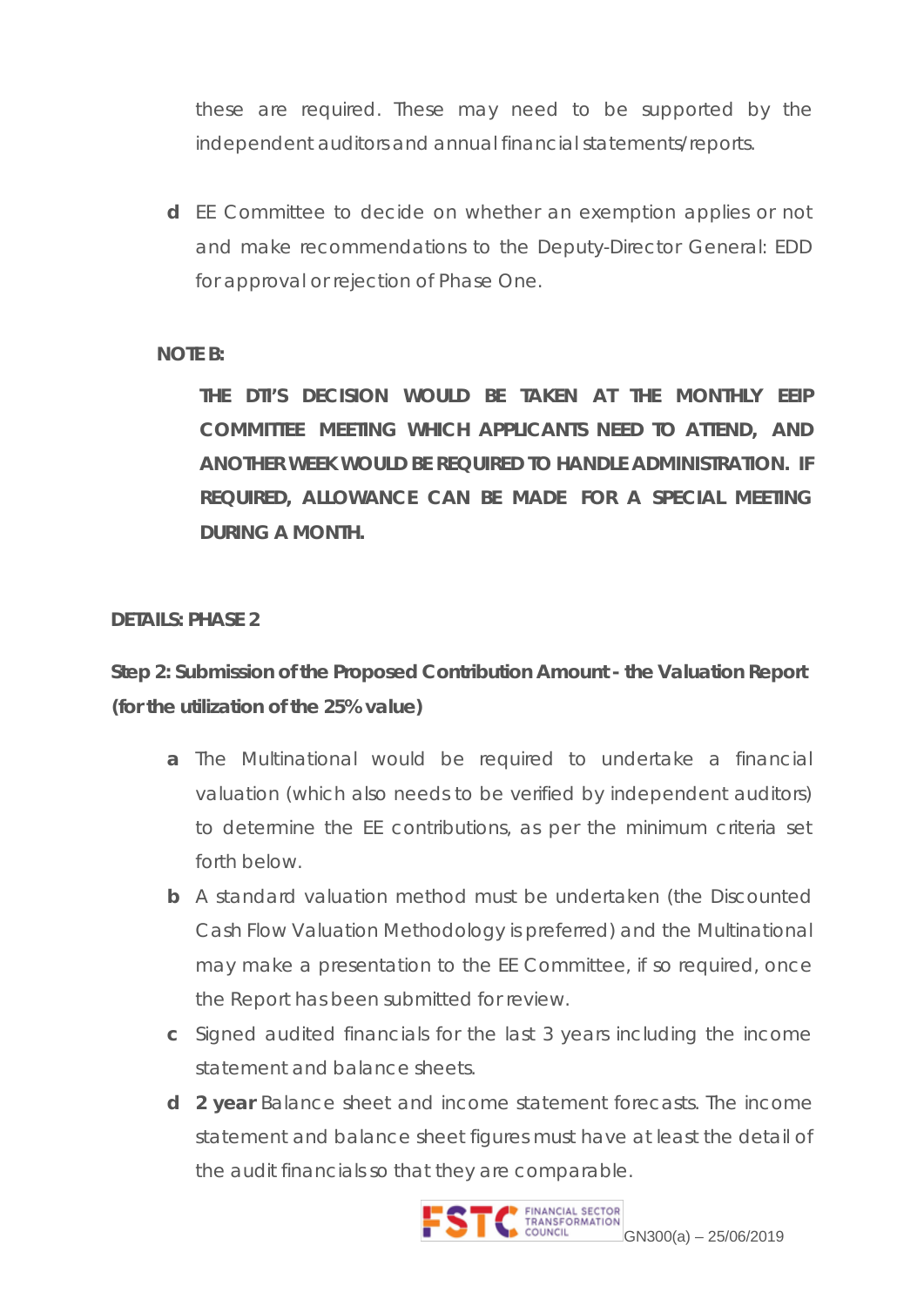these are required. These may need to be supported by the independent auditors and annual financial statements/reports.

**d** EE Committee to decide on whether an exemption applies or not and make recommendations to the Deputy-Director General: EDD for approval or rejection of Phase One.

**NOTE B:**

**THE DTI'S DECISION WOULD BE TAKEN AT THE MONTHLY EEIP COMMITTEE MEETING WHICH APPLICANTS NEED TO ATTEND, AND ANOTHER WEEK WOULD BE REQUIRED TO HANDLE ADMINISTRATION. IF REQUIRED, ALLOWANCE CAN BE MADE FOR A SPECIAL MEETING DURING A MONTH.**

**DETAILS: PHASE 2**

**Step 2: Submission of the Proposed Contribution Amount - the Valuation Report (for the utilization of the 25% value)**

**a** The Multinational would be required to undertake a financial valuation (which also needs to be verified by independent auditors) to determine the EE contributions, as per the minimum criteria set forth below.

**b** A standard valuation method must be undertaken (the Discounted Cash Flow Valuation Methodology is preferred) and the Multinational may make a presentation to the EE Committee, if so required, once the Report has been submitted for review.

**c** Signed audited financials for the last 3 years including the income statement and balance sheets.

**d** **2 year** Balance sheet and income statement forecasts. The income statement and balance sheet figures must have at least the detail of the audit financials so that they are comparable.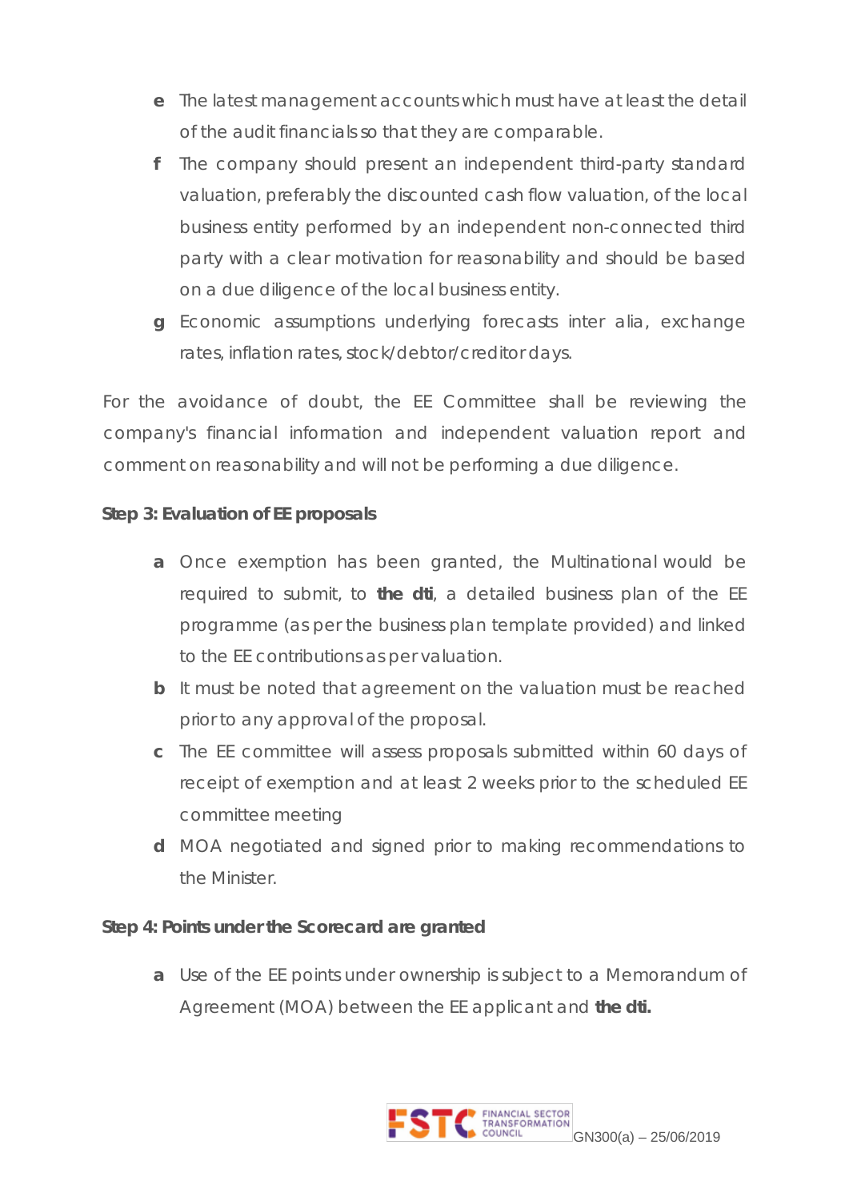e The latest management accounts which must have at least the detail of the audit financials so that they are comparable.

f The company should present an independent third-party standard valuation, preferably the discounted cash flow valuation, of the local business entity performed by an independent non-connected third party with a clear motivation for reasonability and should be based on a due diligence of the local business entity.

g Economic assumptions underlying forecasts inter alia, exchange rates, inflation rates, stock/debtor/creditor days.

For the avoidance of doubt, the EE Committee shall be reviewing the company's financial information and independent valuation report and comment on reasonability and will not be performing a due diligence.

**Step 3: Evaluation of EE proposals**

a Once exemption has been granted, the Multinational would be required to submit, to **the dti**, a detailed business plan of the EE programme (as per the business plan template provided) and linked to the EE contributions as per valuation.

b It must be noted that agreement on the valuation must be reached prior to any approval of the proposal.

c The EE committee will assess proposals submitted within 60 days of receipt of exemption and at least 2 weeks prior to the scheduled EE committee meeting

d MOA negotiated and signed prior to making recommendations to the Minister.

**Step 4: Points under the Scorecard are granted**

a Use of the EE points under ownership is subject to a Memorandum of Agreement (MOA) between the EE applicant and **the dti.**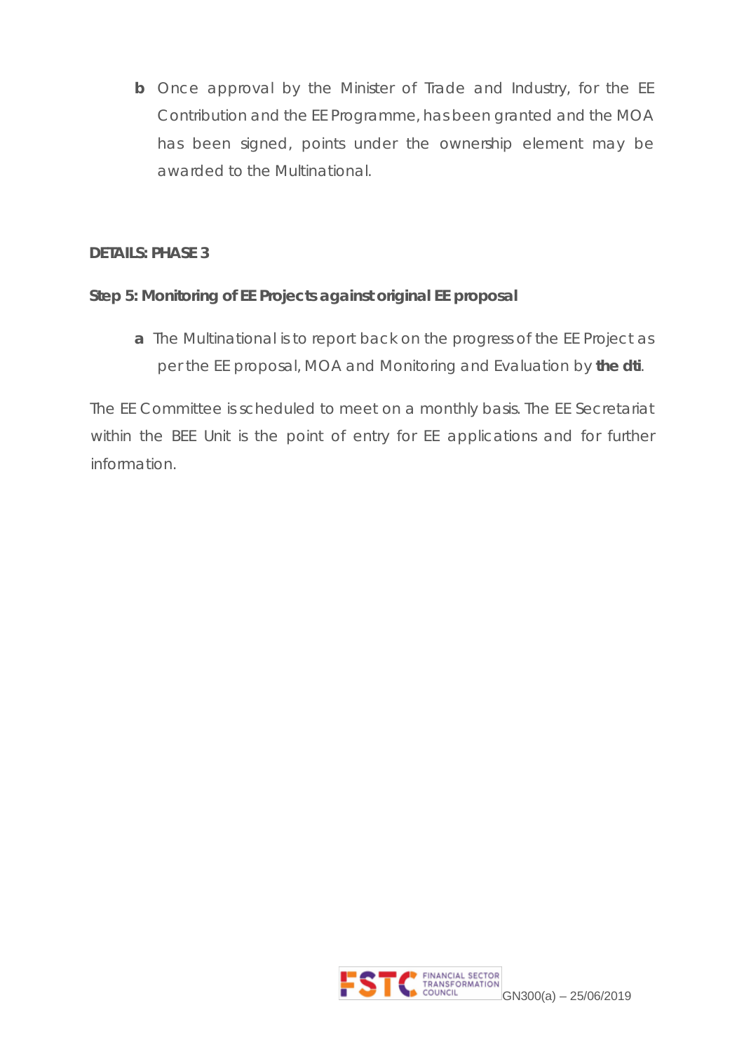**b** Once approval by the Minister of Trade and Industry, for the EE Contribution and the EE Programme, has been granted and the MOA has been signed, points under the ownership element may be awarded to the Multinational.

**DETAILS: PHASE 3**

**Step 5: Monitoring of EE Projects against original EE proposal**

**a** The Multinational is to report back on the progress of the EE Project as per the EE proposal, MOA and Monitoring and Evaluation by **the dti**.

The EE Committee is scheduled to meet on a monthly basis. The EE Secretariat within the BEE Unit is the point of entry for EE applications and for further information.